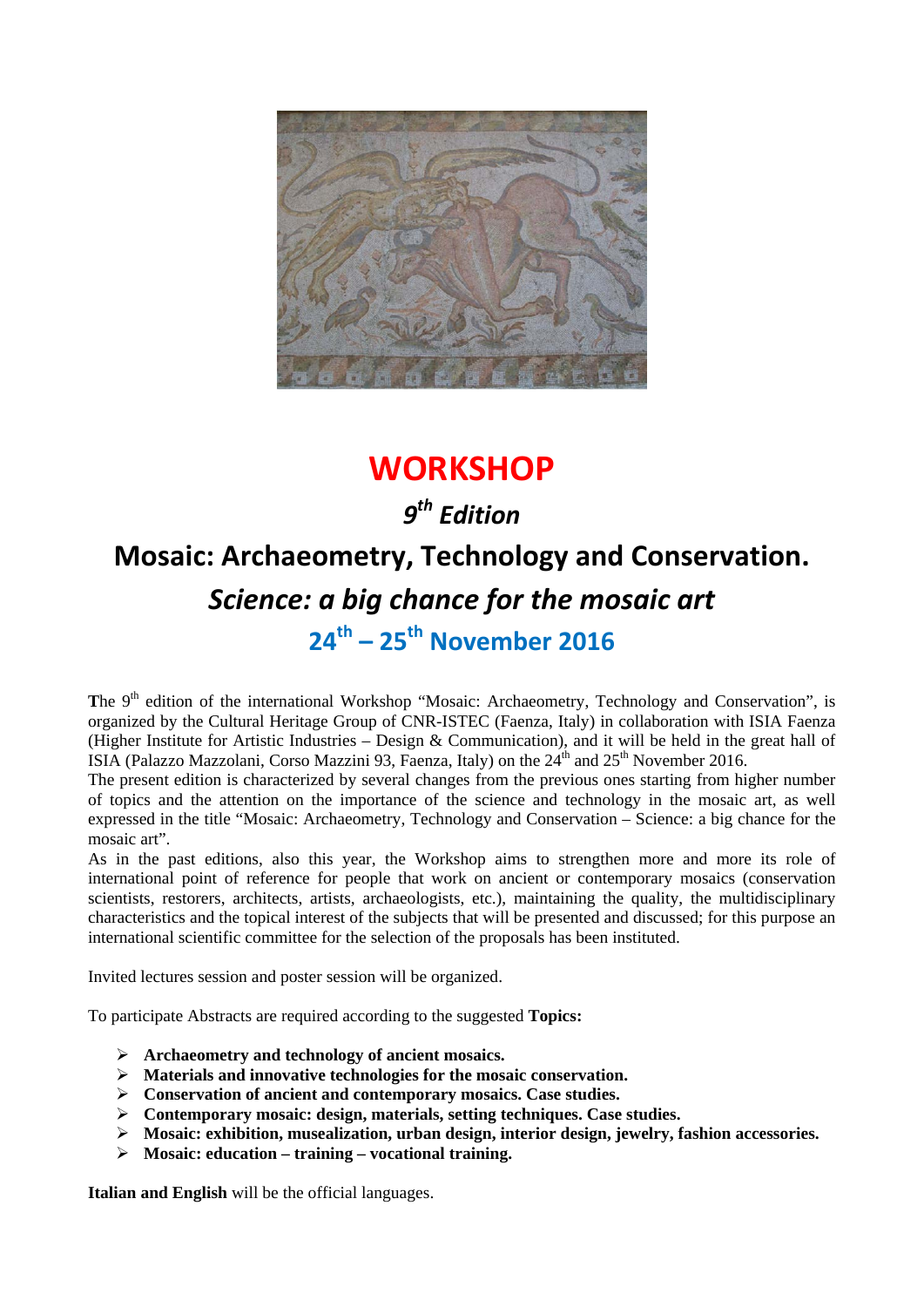# WORKSHOP

## *9th Edition*

## Mosaic: Archaeometry, Technology and Conservation.

## *Science: a big chance for the mosaic art*

## 24th – 25th November 2016

**T**he 9th edition of the international Workshop "Mosaic: Archaeometry, Technology and Conservation", is organized by the Cultural Heritage Group of CNR-ISTEC (Faenza, Italy) in collaboration with ISIA Faenza (Higher Institute for Artistic Industries – Design & Communication), and it will be held in the great hall of ISIA (Palazzo Mazzolani, Corso Mazzini 93, Faenza, Italy) on the 24th and 25th November 2016.

The present edition is characterized by several changes from the previous ones starting from higher number of topics and the attention on the importance of the science and technology in the mosaic art, as well expressed in the title "Mosaic: Archaeometry, Technology and Conservation – Science: a big chance for the mosaic art".

As in the past editions, also this year, the Workshop aims to strengthen more and more its role of international point of reference for people that work on ancient or contemporary mosaics (conservation scientists, restorers, architects, artists, archaeologists, etc.), maintaining the quality, the multidisciplinary characteristics and the topical interest of the subjects that will be presented and discussed; for this purpose an international scientific committee for the selection of the proposals has been instituted.

Invited lectures session and poster session will be organized.

To participate Abstracts are required according to the suggested **Topics:**

- **Archaeometry and technology of ancient mosaics.**
- **Materials and innovative technologies for the mosaic conservation.**
- **Conservation of ancient and contemporary mosaics. Case studies.**
- **Contemporary mosaic: design, materials, setting techniques. Case studies.**
- **Mosaic: exhibition, musealization, urban design, interior design, jewelry, fashion accessories.**
- **Mosaic: education – training – vocational training.**

**Italian and English** will be the official languages.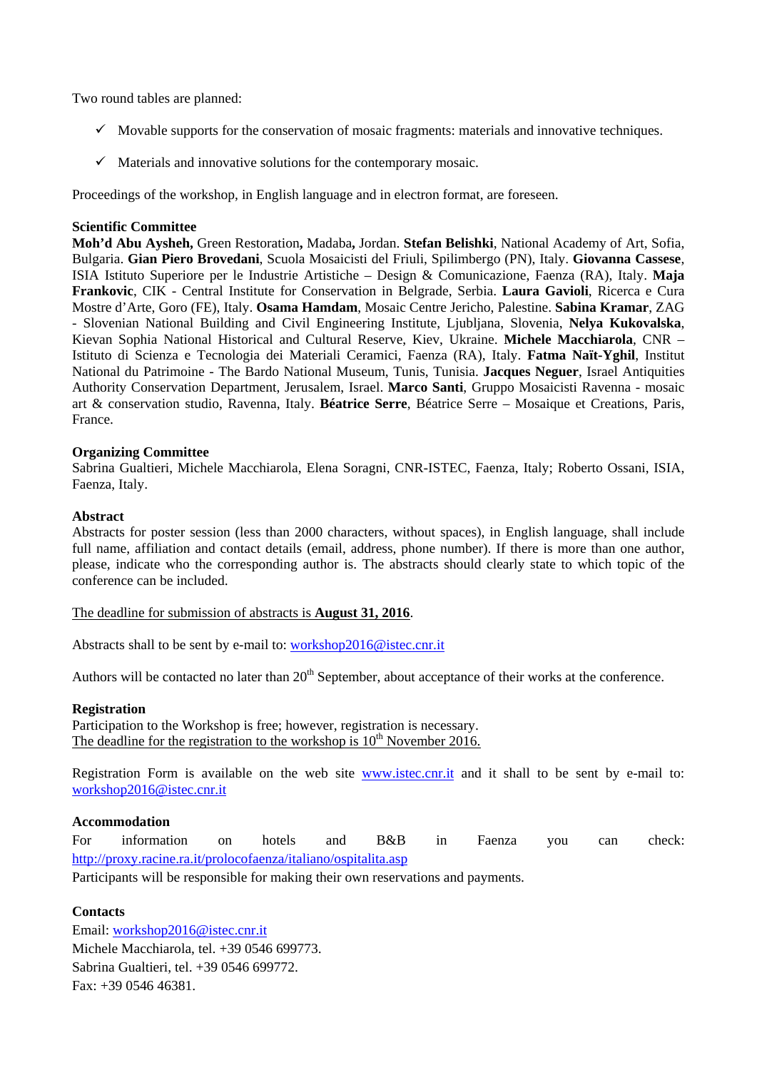Two round tables are planned:

- ✓ Movable supports for the conservation of mosaic fragments: materials and innovative techniques.
- ✓ Materials and innovative solutions for the contemporary mosaic.

Proceedings of the workshop, in English language and in electron format, are foreseen.

**Scientific Committee**

**Moh'd Abu Aysheh,** Green Restoration**,** Madaba**,** Jordan. **Stefan Belishki**, National Academy of Art, Sofia, Bulgaria. **Gian Piero Brovedani**, Scuola Mosaicisti del Friuli, Spilimbergo (PN), Italy. **Giovanna Cassese**, ISIA Istituto Superiore per le Industrie Artistiche – Design & Comunicazione, Faenza (RA), Italy. **Maja Frankovic**, CIK - Central Institute for Conservation in Belgrade, Serbia. **Laura Gavioli**, Ricerca e Cura Mostre d'Arte, Goro (FE), Italy. **Osama Hamdam**, Mosaic Centre Jericho, Palestine. **Sabina Kramar**, ZAG - Slovenian National Building and Civil Engineering Institute, Ljubljana, Slovenia, **Nelya Kukovalska**, Kievan Sophia National Historical and Cultural Reserve, Kiev, Ukraine. **Michele Macchiarola**, CNR – Istituto di Scienza e Tecnologia dei Materiali Ceramici, Faenza (RA), Italy. **Fatma Naït-Yghil**, Institut National du Patrimoine - The Bardo National Museum, Tunis, Tunisia. **Jacques Neguer**, Israel Antiquities Authority Conservation Department, Jerusalem, Israel. **Marco Santi**, Gruppo Mosaicisti Ravenna - mosaic art & conservation studio, Ravenna, Italy. **Béatrice Serre**, Béatrice Serre – Mosaique et Creations, Paris, France.

**Organizing Committee**

Sabrina Gualtieri, Michele Macchiarola, Elena Soragni, CNR-ISTEC, Faenza, Italy; Roberto Ossani, ISIA, Faenza, Italy.

**Abstract**

Abstracts for poster session (less than 2000 characters, without spaces), in English language, shall include full name, affiliation and contact details (email, address, phone number). If there is more than one author, please, indicate who the corresponding author is. The abstracts should clearly state to which topic of the conference can be included.

The deadline for submission of abstracts is **August 31, 2016**.

Abstracts shall to be sent by e-mail to: workshop2016@istec.cnr.it

Authors will be contacted no later than 20th September, about acceptance of their works at the conference.

**Registration**

Participation to the Workshop is free; however, registration is necessary.
The deadline for the registration to the workshop is 10th November 2016.

Registration Form is available on the web site www.istec.cnr.it and it shall to be sent by e-mail to: workshop2016@istec.cnr.it

**Accommodation**

For information on hotels and B&B in Faenza you can check: http://proxy.racine.ra.it/prolocofaenza/italiano/ospitalita.asp
Participants will be responsible for making their own reservations and payments.

**Contacts**

Email: workshop2016@istec.cnr.it
Michele Macchiarola, tel. +39 0546 699773.
Sabrina Gualtieri, tel. +39 0546 699772.
Fax: +39 0546 46381.